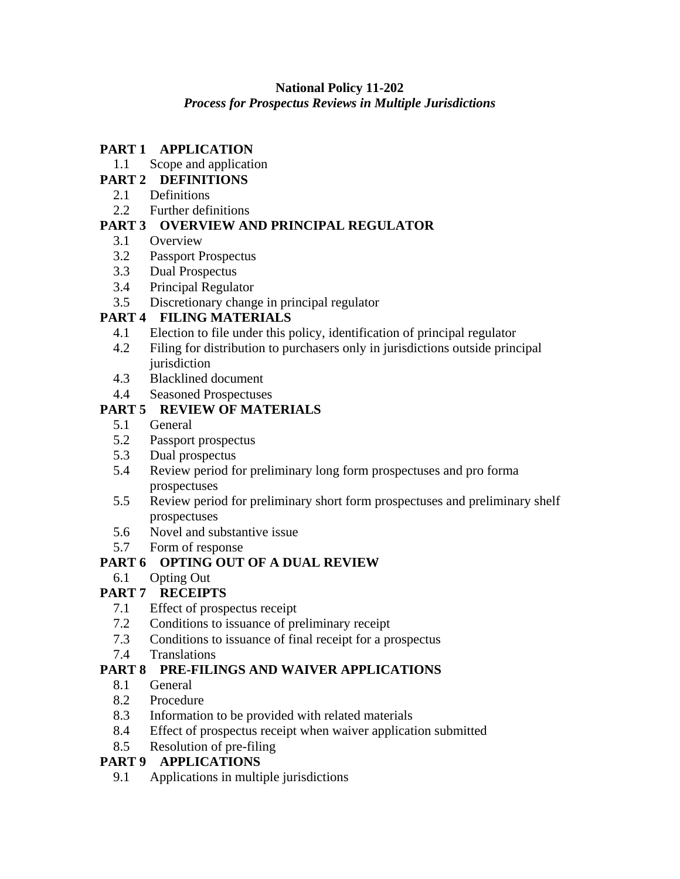**National Policy 11-202**
***Process for Prospectus Reviews in Multiple Jurisdictions***

**PART 1 APPLICATION**
- 1.1 Scope and application

**PART 2 DEFINITIONS**
- 2.1 Definitions
- 2.2 Further definitions

**PART 3 OVERVIEW AND PRINCIPAL REGULATOR**
- 3.1 Overview
- 3.2 Passport Prospectus
- 3.3 Dual Prospectus
- 3.4 Principal Regulator
- 3.5 Discretionary change in principal regulator

**PART 4 FILING MATERIALS**
- 4.1 Election to file under this policy, identification of principal regulator
- 4.2 Filing for distribution to purchasers only in jurisdictions outside principal jurisdiction
- 4.3 Blacklined document
- 4.4 Seasoned Prospectuses

**PART 5 REVIEW OF MATERIALS**
- 5.1 General
- 5.2 Passport prospectus
- 5.3 Dual prospectus
- 5.4 Review period for preliminary long form prospectuses and pro forma prospectuses
- 5.5 Review period for preliminary short form prospectuses and preliminary shelf prospectuses
- 5.6 Novel and substantive issue
- 5.7 Form of response

**PART 6 OPTING OUT OF A DUAL REVIEW**
- 6.1 Opting Out

**PART 7 RECEIPTS**
- 7.1 Effect of prospectus receipt
- 7.2 Conditions to issuance of preliminary receipt
- 7.3 Conditions to issuance of final receipt for a prospectus
- 7.4 Translations

**PART 8 PRE-FILINGS AND WAIVER APPLICATIONS**
- 8.1 General
- 8.2 Procedure
- 8.3 Information to be provided with related materials
- 8.4 Effect of prospectus receipt when waiver application submitted
- 8.5 Resolution of pre-filing

**PART 9 APPLICATIONS**
- 9.1 Applications in multiple jurisdictions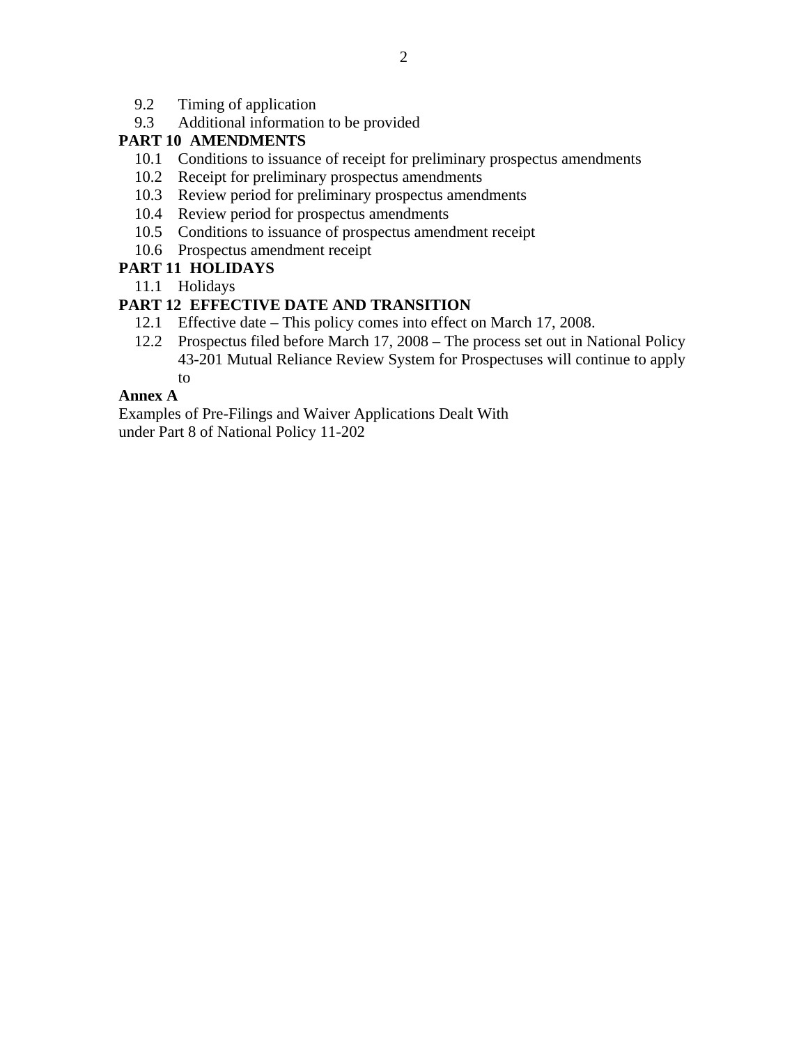9.2 Timing of application
9.3 Additional information to be provided

**PART 10 AMENDMENTS**

10.1 Conditions to issuance of receipt for preliminary prospectus amendments
10.2 Receipt for preliminary prospectus amendments
10.3 Review period for preliminary prospectus amendments
10.4 Review period for prospectus amendments
10.5 Conditions to issuance of prospectus amendment receipt
10.6 Prospectus amendment receipt

**PART 11 HOLIDAYS**

11.1 Holidays

**PART 12 EFFECTIVE DATE AND TRANSITION**

12.1 Effective date – This policy comes into effect on March 17, 2008.
12.2 Prospectus filed before March 17, 2008 – The process set out in National Policy 43-201 Mutual Reliance Review System for Prospectuses will continue to apply to

**Annex A**

Examples of Pre-Filings and Waiver Applications Dealt With under Part 8 of National Policy 11-202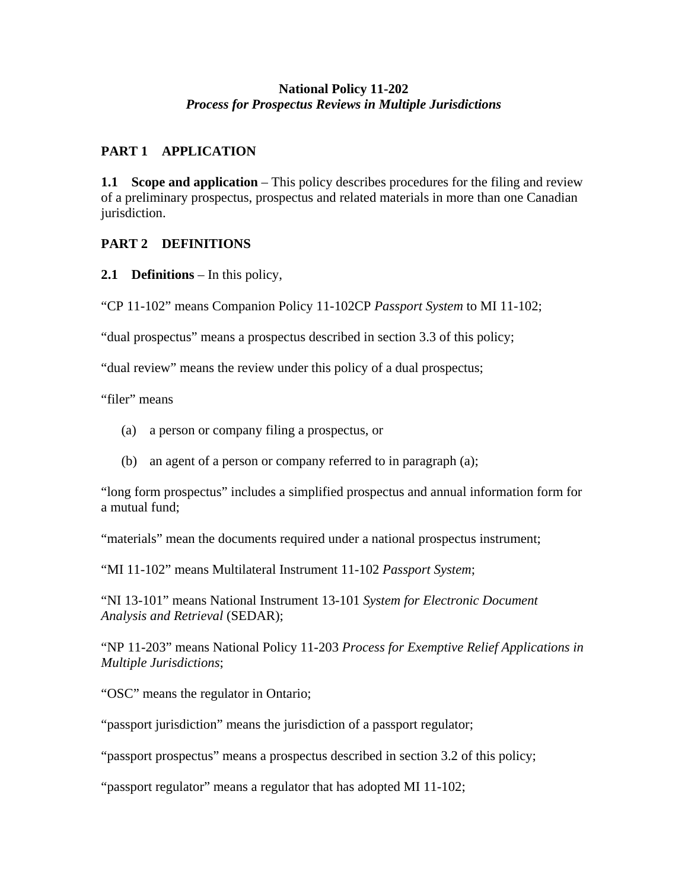**National Policy 11-202**
***Process for Prospectus Reviews in Multiple Jurisdictions***

## PART 1 APPLICATION

**1.1 Scope and application** – This policy describes procedures for the filing and review of a preliminary prospectus, prospectus and related materials in more than one Canadian jurisdiction.

## PART 2 DEFINITIONS

**2.1 Definitions** – In this policy,

“CP 11-102” means Companion Policy 11-102CP *Passport System* to MI 11-102;

“dual prospectus” means a prospectus described in section 3.3 of this policy;

“dual review” means the review under this policy of a dual prospectus;

“filer” means

(a) a person or company filing a prospectus, or

(b) an agent of a person or company referred to in paragraph (a);

“long form prospectus” includes a simplified prospectus and annual information form for a mutual fund;

“materials” mean the documents required under a national prospectus instrument;

“MI 11-102” means Multilateral Instrument 11-102 *Passport System*;

“NI 13-101” means National Instrument 13-101 *System for Electronic Document Analysis and Retrieval* (SEDAR);

“NP 11-203” means National Policy 11-203 *Process for Exemptive Relief Applications in Multiple Jurisdictions*;

“OSC” means the regulator in Ontario;

“passport jurisdiction” means the jurisdiction of a passport regulator;

“passport prospectus” means a prospectus described in section 3.2 of this policy;

“passport regulator” means a regulator that has adopted MI 11-102;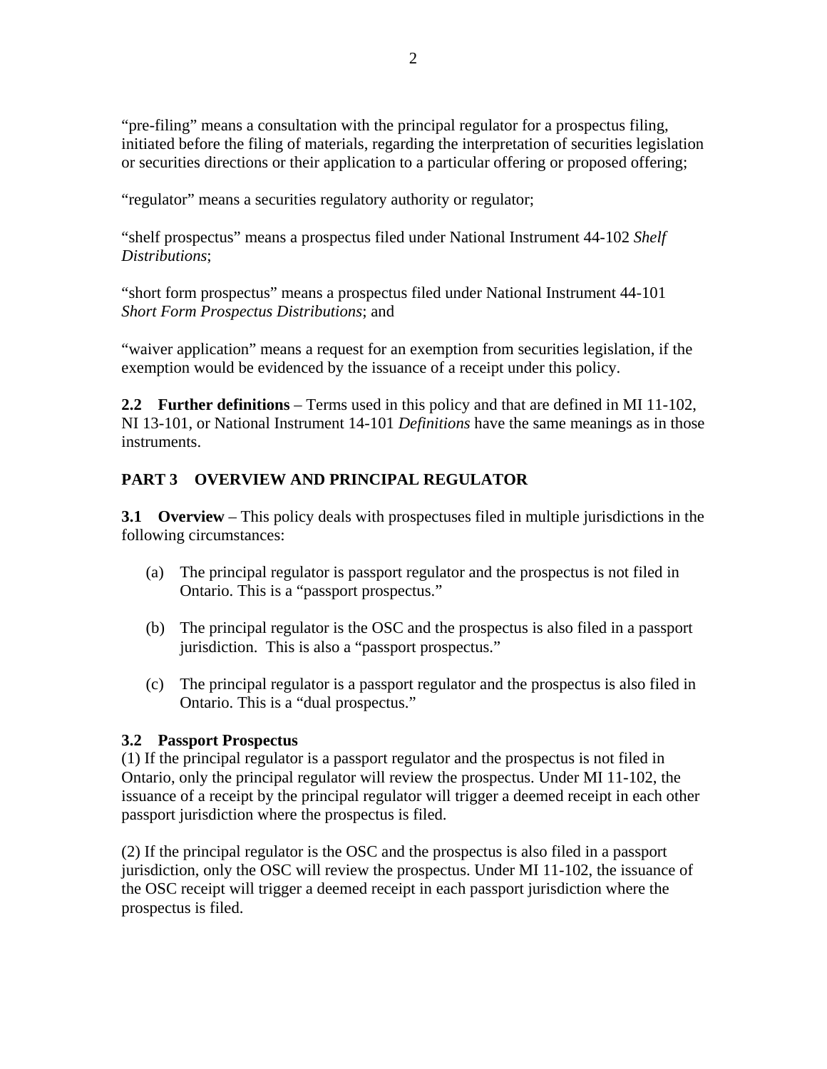“pre-filing” means a consultation with the principal regulator for a prospectus filing, initiated before the filing of materials, regarding the interpretation of securities legislation or securities directions or their application to a particular offering or proposed offering;

“regulator” means a securities regulatory authority or regulator;

“shelf prospectus” means a prospectus filed under National Instrument 44-102 *Shelf Distributions*;

“short form prospectus” means a prospectus filed under National Instrument 44-101 *Short Form Prospectus Distributions*; and

“waiver application” means a request for an exemption from securities legislation, if the exemption would be evidenced by the issuance of a receipt under this policy.

**2.2 Further definitions** – Terms used in this policy and that are defined in MI 11-102, NI 13-101, or National Instrument 14-101 *Definitions* have the same meanings as in those instruments.

## PART 3 OVERVIEW AND PRINCIPAL REGULATOR

**3.1 Overview** – This policy deals with prospectuses filed in multiple jurisdictions in the following circumstances:

(a) The principal regulator is passport regulator and the prospectus is not filed in Ontario. This is a “passport prospectus.”

(b) The principal regulator is the OSC and the prospectus is also filed in a passport jurisdiction. This is also a “passport prospectus.”

(c) The principal regulator is a passport regulator and the prospectus is also filed in Ontario. This is a “dual prospectus.”

**3.2 Passport Prospectus**

(1) If the principal regulator is a passport regulator and the prospectus is not filed in Ontario, only the principal regulator will review the prospectus. Under MI 11-102, the issuance of a receipt by the principal regulator will trigger a deemed receipt in each other passport jurisdiction where the prospectus is filed.

(2) If the principal regulator is the OSC and the prospectus is also filed in a passport jurisdiction, only the OSC will review the prospectus. Under MI 11-102, the issuance of the OSC receipt will trigger a deemed receipt in each passport jurisdiction where the prospectus is filed.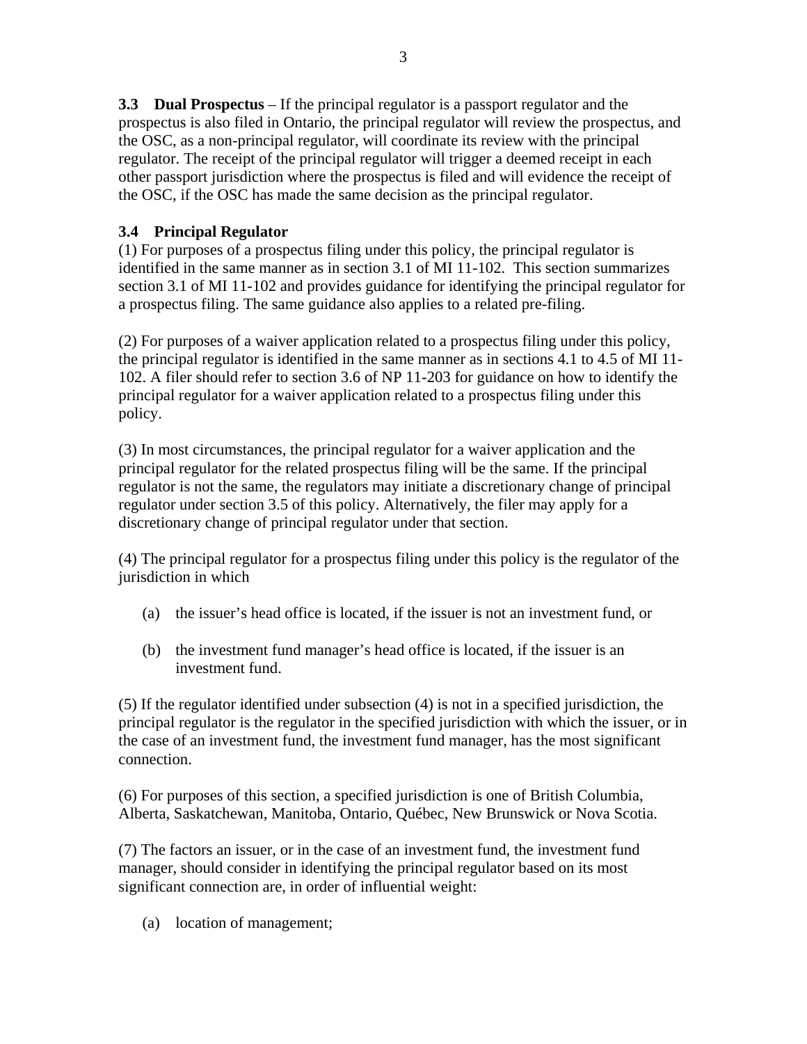**3.3 Dual Prospectus** – If the principal regulator is a passport regulator and the prospectus is also filed in Ontario, the principal regulator will review the prospectus, and the OSC, as a non-principal regulator, will coordinate its review with the principal regulator. The receipt of the principal regulator will trigger a deemed receipt in each other passport jurisdiction where the prospectus is filed and will evidence the receipt of the OSC, if the OSC has made the same decision as the principal regulator.

**3.4 Principal Regulator**

(1) For purposes of a prospectus filing under this policy, the principal regulator is identified in the same manner as in section 3.1 of MI 11-102. This section summarizes section 3.1 of MI 11-102 and provides guidance for identifying the principal regulator for a prospectus filing. The same guidance also applies to a related pre-filing.

(2) For purposes of a waiver application related to a prospectus filing under this policy, the principal regulator is identified in the same manner as in sections 4.1 to 4.5 of MI 11-102. A filer should refer to section 3.6 of NP 11-203 for guidance on how to identify the principal regulator for a waiver application related to a prospectus filing under this policy.

(3) In most circumstances, the principal regulator for a waiver application and the principal regulator for the related prospectus filing will be the same. If the principal regulator is not the same, the regulators may initiate a discretionary change of principal regulator under section 3.5 of this policy. Alternatively, the filer may apply for a discretionary change of principal regulator under that section.

(4) The principal regulator for a prospectus filing under this policy is the regulator of the jurisdiction in which

(a) the issuer's head office is located, if the issuer is not an investment fund, or

(b) the investment fund manager's head office is located, if the issuer is an investment fund.

(5) If the regulator identified under subsection (4) is not in a specified jurisdiction, the principal regulator is the regulator in the specified jurisdiction with which the issuer, or in the case of an investment fund, the investment fund manager, has the most significant connection.

(6) For purposes of this section, a specified jurisdiction is one of British Columbia, Alberta, Saskatchewan, Manitoba, Ontario, Québec, New Brunswick or Nova Scotia.

(7) The factors an issuer, or in the case of an investment fund, the investment fund manager, should consider in identifying the principal regulator based on its most significant connection are, in order of influential weight:

(a) location of management;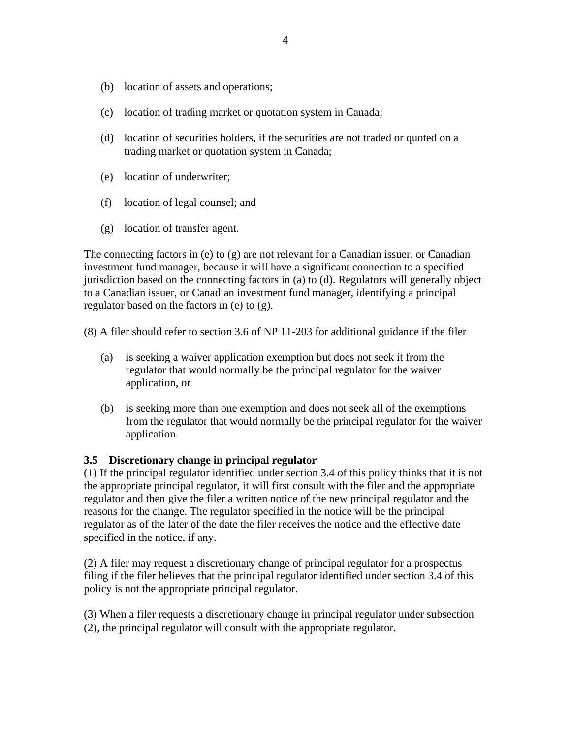(b) location of assets and operations;

(c) location of trading market or quotation system in Canada;

(d) location of securities holders, if the securities are not traded or quoted on a trading market or quotation system in Canada;

(e) location of underwriter;

(f) location of legal counsel; and

(g) location of transfer agent.

The connecting factors in (e) to (g) are not relevant for a Canadian issuer, or Canadian investment fund manager, because it will have a significant connection to a specified jurisdiction based on the connecting factors in (a) to (d). Regulators will generally object to a Canadian issuer, or Canadian investment fund manager, identifying a principal regulator based on the factors in (e) to (g).

(8) A filer should refer to section 3.6 of NP 11-203 for additional guidance if the filer

(a) is seeking a waiver application exemption but does not seek it from the regulator that would normally be the principal regulator for the waiver application, or

(b) is seeking more than one exemption and does not seek all of the exemptions from the regulator that would normally be the principal regulator for the waiver application.

### 3.5 Discretionary change in principal regulator

(1) If the principal regulator identified under section 3.4 of this policy thinks that it is not the appropriate principal regulator, it will first consult with the filer and the appropriate regulator and then give the filer a written notice of the new principal regulator and the reasons for the change. The regulator specified in the notice will be the principal regulator as of the later of the date the filer receives the notice and the effective date specified in the notice, if any.

(2) A filer may request a discretionary change of principal regulator for a prospectus filing if the filer believes that the principal regulator identified under section 3.4 of this policy is not the appropriate principal regulator.

(3) When a filer requests a discretionary change in principal regulator under subsection (2), the principal regulator will consult with the appropriate regulator.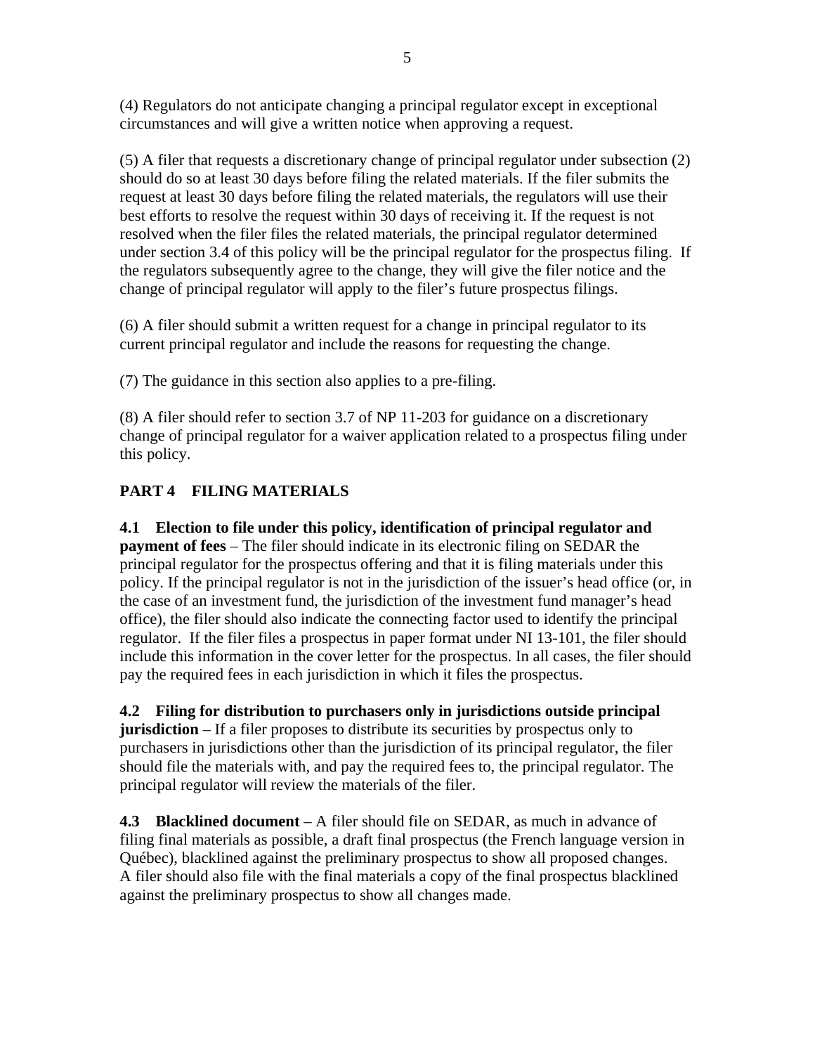(4) Regulators do not anticipate changing a principal regulator except in exceptional circumstances and will give a written notice when approving a request.

(5) A filer that requests a discretionary change of principal regulator under subsection (2) should do so at least 30 days before filing the related materials. If the filer submits the request at least 30 days before filing the related materials, the regulators will use their best efforts to resolve the request within 30 days of receiving it. If the request is not resolved when the filer files the related materials, the principal regulator determined under section 3.4 of this policy will be the principal regulator for the prospectus filing. If the regulators subsequently agree to the change, they will give the filer notice and the change of principal regulator will apply to the filer's future prospectus filings.

(6) A filer should submit a written request for a change in principal regulator to its current principal regulator and include the reasons for requesting the change.

(7) The guidance in this section also applies to a pre-filing.

(8) A filer should refer to section 3.7 of NP 11-203 for guidance on a discretionary change of principal regulator for a waiver application related to a prospectus filing under this policy.

## PART 4 FILING MATERIALS

**4.1 Election to file under this policy, identification of principal regulator and payment of fees** – The filer should indicate in its electronic filing on SEDAR the principal regulator for the prospectus offering and that it is filing materials under this policy. If the principal regulator is not in the jurisdiction of the issuer's head office (or, in the case of an investment fund, the jurisdiction of the investment fund manager's head office), the filer should also indicate the connecting factor used to identify the principal regulator. If the filer files a prospectus in paper format under NI 13-101, the filer should include this information in the cover letter for the prospectus. In all cases, the filer should pay the required fees in each jurisdiction in which it files the prospectus.

**4.2 Filing for distribution to purchasers only in jurisdictions outside principal jurisdiction** – If a filer proposes to distribute its securities by prospectus only to purchasers in jurisdictions other than the jurisdiction of its principal regulator, the filer should file the materials with, and pay the required fees to, the principal regulator. The principal regulator will review the materials of the filer.

**4.3 Blacklined document** – A filer should file on SEDAR, as much in advance of filing final materials as possible, a draft final prospectus (the French language version in Québec), blacklined against the preliminary prospectus to show all proposed changes. A filer should also file with the final materials a copy of the final prospectus blacklined against the preliminary prospectus to show all changes made.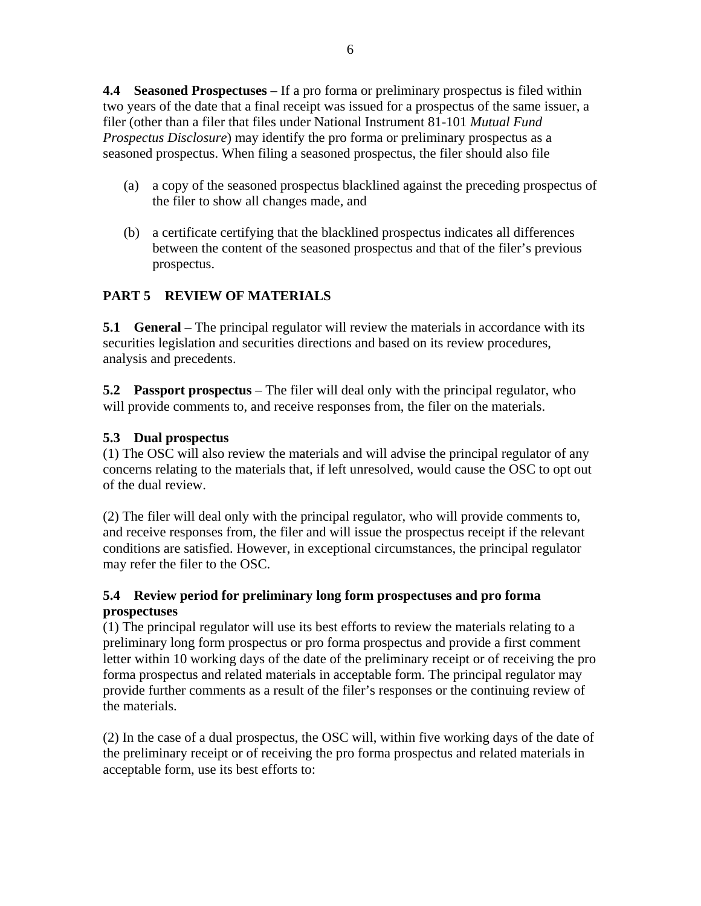**4.4 Seasoned Prospectuses** – If a pro forma or preliminary prospectus is filed within two years of the date that a final receipt was issued for a prospectus of the same issuer, a filer (other than a filer that files under National Instrument 81-101 *Mutual Fund Prospectus Disclosure*) may identify the pro forma or preliminary prospectus as a seasoned prospectus. When filing a seasoned prospectus, the filer should also file

(a) a copy of the seasoned prospectus blacklined against the preceding prospectus of the filer to show all changes made, and

(b) a certificate certifying that the blacklined prospectus indicates all differences between the content of the seasoned prospectus and that of the filer's previous prospectus.

## PART 5 REVIEW OF MATERIALS

**5.1 General** – The principal regulator will review the materials in accordance with its securities legislation and securities directions and based on its review procedures, analysis and precedents.

**5.2 Passport prospectus** – The filer will deal only with the principal regulator, who will provide comments to, and receive responses from, the filer on the materials.

**5.3 Dual prospectus**

(1) The OSC will also review the materials and will advise the principal regulator of any concerns relating to the materials that, if left unresolved, would cause the OSC to opt out of the dual review.

(2) The filer will deal only with the principal regulator, who will provide comments to, and receive responses from, the filer and will issue the prospectus receipt if the relevant conditions are satisfied. However, in exceptional circumstances, the principal regulator may refer the filer to the OSC.

**5.4 Review period for preliminary long form prospectuses and pro forma prospectuses**

(1) The principal regulator will use its best efforts to review the materials relating to a preliminary long form prospectus or pro forma prospectus and provide a first comment letter within 10 working days of the date of the preliminary receipt or of receiving the pro forma prospectus and related materials in acceptable form. The principal regulator may provide further comments as a result of the filer's responses or the continuing review of the materials.

(2) In the case of a dual prospectus, the OSC will, within five working days of the date of the preliminary receipt or of receiving the pro forma prospectus and related materials in acceptable form, use its best efforts to: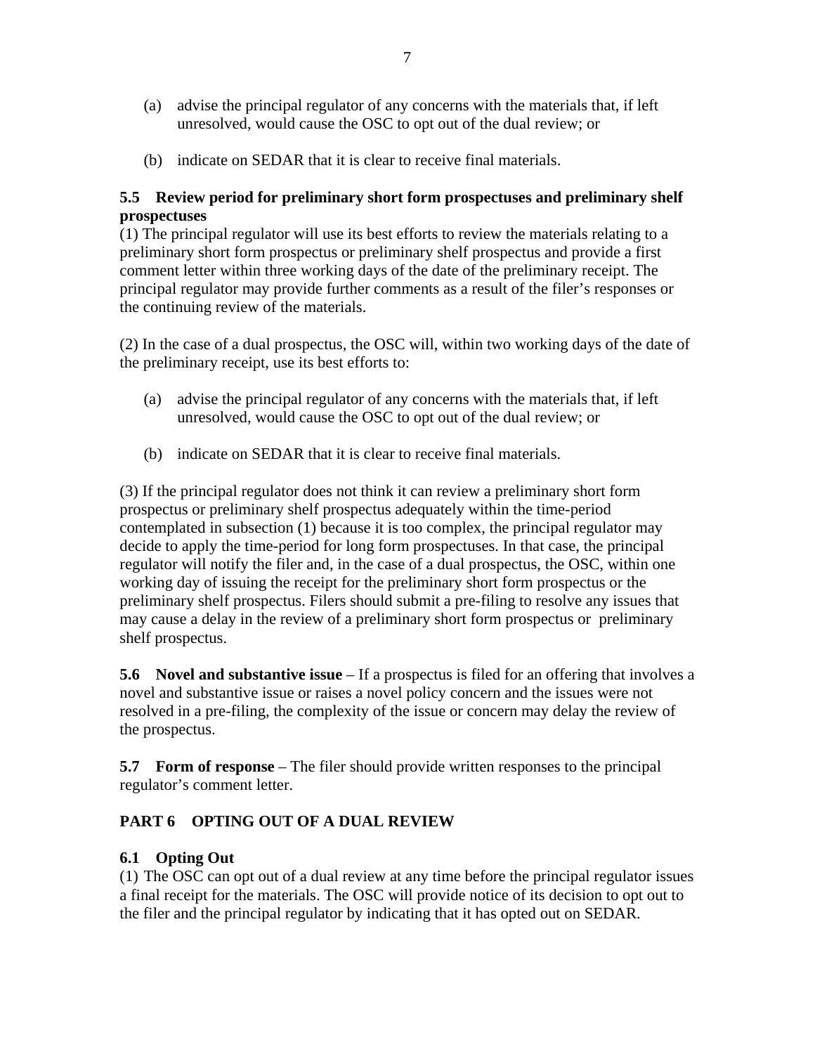(a) advise the principal regulator of any concerns with the materials that, if left unresolved, would cause the OSC to opt out of the dual review; or

(b) indicate on SEDAR that it is clear to receive final materials.

**5.5 Review period for preliminary short form prospectuses and preliminary shelf prospectuses**

(1) The principal regulator will use its best efforts to review the materials relating to a preliminary short form prospectus or preliminary shelf prospectus and provide a first comment letter within three working days of the date of the preliminary receipt. The principal regulator may provide further comments as a result of the filer's responses or the continuing review of the materials.

(2) In the case of a dual prospectus, the OSC will, within two working days of the date of the preliminary receipt, use its best efforts to:

(a) advise the principal regulator of any concerns with the materials that, if left unresolved, would cause the OSC to opt out of the dual review; or

(b) indicate on SEDAR that it is clear to receive final materials.

(3) If the principal regulator does not think it can review a preliminary short form prospectus or preliminary shelf prospectus adequately within the time-period contemplated in subsection (1) because it is too complex, the principal regulator may decide to apply the time-period for long form prospectuses. In that case, the principal regulator will notify the filer and, in the case of a dual prospectus, the OSC, within one working day of issuing the receipt for the preliminary short form prospectus or the preliminary shelf prospectus. Filers should submit a pre-filing to resolve any issues that may cause a delay in the review of a preliminary short form prospectus or preliminary shelf prospectus.

**5.6 Novel and substantive issue** – If a prospectus is filed for an offering that involves a novel and substantive issue or raises a novel policy concern and the issues were not resolved in a pre-filing, the complexity of the issue or concern may delay the review of the prospectus.

**5.7 Form of response** – The filer should provide written responses to the principal regulator's comment letter.

## PART 6 OPTING OUT OF A DUAL REVIEW

**6.1 Opting Out**

(1) The OSC can opt out of a dual review at any time before the principal regulator issues a final receipt for the materials. The OSC will provide notice of its decision to opt out to the filer and the principal regulator by indicating that it has opted out on SEDAR.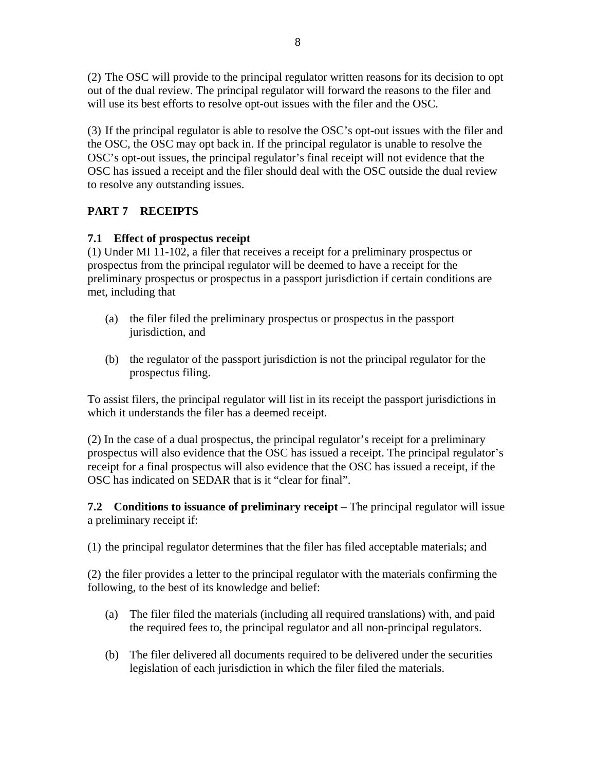(2) The OSC will provide to the principal regulator written reasons for its decision to opt out of the dual review. The principal regulator will forward the reasons to the filer and will use its best efforts to resolve opt-out issues with the filer and the OSC.

(3) If the principal regulator is able to resolve the OSC's opt-out issues with the filer and the OSC, the OSC may opt back in. If the principal regulator is unable to resolve the OSC's opt-out issues, the principal regulator's final receipt will not evidence that the OSC has issued a receipt and the filer should deal with the OSC outside the dual review to resolve any outstanding issues.

## PART 7 RECEIPTS

### 7.1 Effect of prospectus receipt

(1) Under MI 11-102, a filer that receives a receipt for a preliminary prospectus or prospectus from the principal regulator will be deemed to have a receipt for the preliminary prospectus or prospectus in a passport jurisdiction if certain conditions are met, including that

(a) the filer filed the preliminary prospectus or prospectus in the passport jurisdiction, and

(b) the regulator of the passport jurisdiction is not the principal regulator for the prospectus filing.

To assist filers, the principal regulator will list in its receipt the passport jurisdictions in which it understands the filer has a deemed receipt.

(2) In the case of a dual prospectus, the principal regulator's receipt for a preliminary prospectus will also evidence that the OSC has issued a receipt. The principal regulator's receipt for a final prospectus will also evidence that the OSC has issued a receipt, if the OSC has indicated on SEDAR that is it "clear for final".

**7.2 Conditions to issuance of preliminary receipt** – The principal regulator will issue a preliminary receipt if:

(1) the principal regulator determines that the filer has filed acceptable materials; and

(2) the filer provides a letter to the principal regulator with the materials confirming the following, to the best of its knowledge and belief:

(a) The filer filed the materials (including all required translations) with, and paid the required fees to, the principal regulator and all non-principal regulators.

(b) The filer delivered all documents required to be delivered under the securities legislation of each jurisdiction in which the filer filed the materials.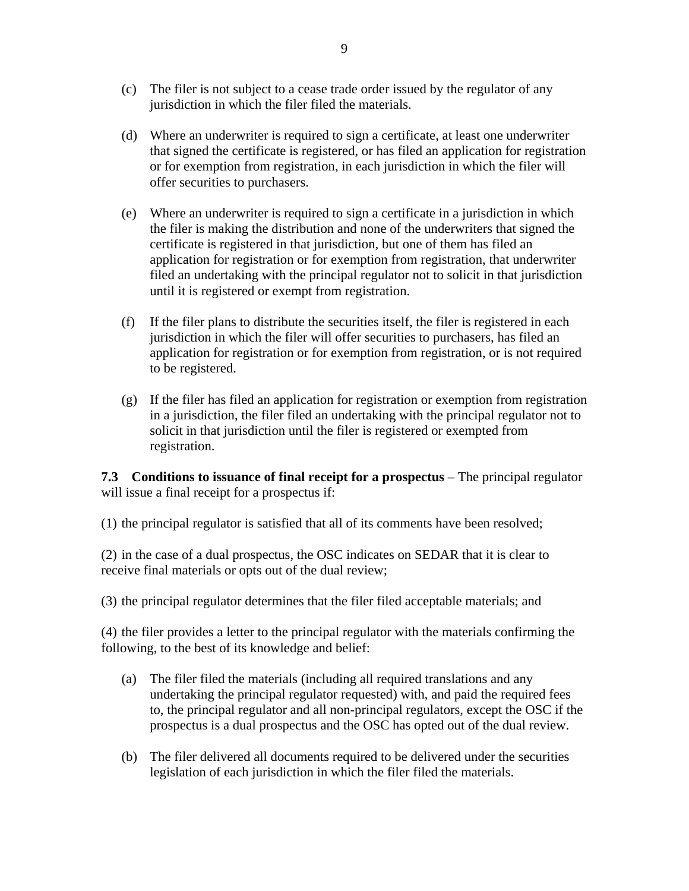(c) The filer is not subject to a cease trade order issued by the regulator of any jurisdiction in which the filer filed the materials.

(d) Where an underwriter is required to sign a certificate, at least one underwriter that signed the certificate is registered, or has filed an application for registration or for exemption from registration, in each jurisdiction in which the filer will offer securities to purchasers.

(e) Where an underwriter is required to sign a certificate in a jurisdiction in which the filer is making the distribution and none of the underwriters that signed the certificate is registered in that jurisdiction, but one of them has filed an application for registration or for exemption from registration, that underwriter filed an undertaking with the principal regulator not to solicit in that jurisdiction until it is registered or exempt from registration.

(f) If the filer plans to distribute the securities itself, the filer is registered in each jurisdiction in which the filer will offer securities to purchasers, has filed an application for registration or for exemption from registration, or is not required to be registered.

(g) If the filer has filed an application for registration or exemption from registration in a jurisdiction, the filer filed an undertaking with the principal regulator not to solicit in that jurisdiction until the filer is registered or exempted from registration.

**7.3 Conditions to issuance of final receipt for a prospectus** – The principal regulator will issue a final receipt for a prospectus if:

(1) the principal regulator is satisfied that all of its comments have been resolved;

(2) in the case of a dual prospectus, the OSC indicates on SEDAR that it is clear to receive final materials or opts out of the dual review;

(3) the principal regulator determines that the filer filed acceptable materials; and

(4) the filer provides a letter to the principal regulator with the materials confirming the following, to the best of its knowledge and belief:

(a) The filer filed the materials (including all required translations and any undertaking the principal regulator requested) with, and paid the required fees to, the principal regulator and all non-principal regulators, except the OSC if the prospectus is a dual prospectus and the OSC has opted out of the dual review.

(b) The filer delivered all documents required to be delivered under the securities legislation of each jurisdiction in which the filer filed the materials.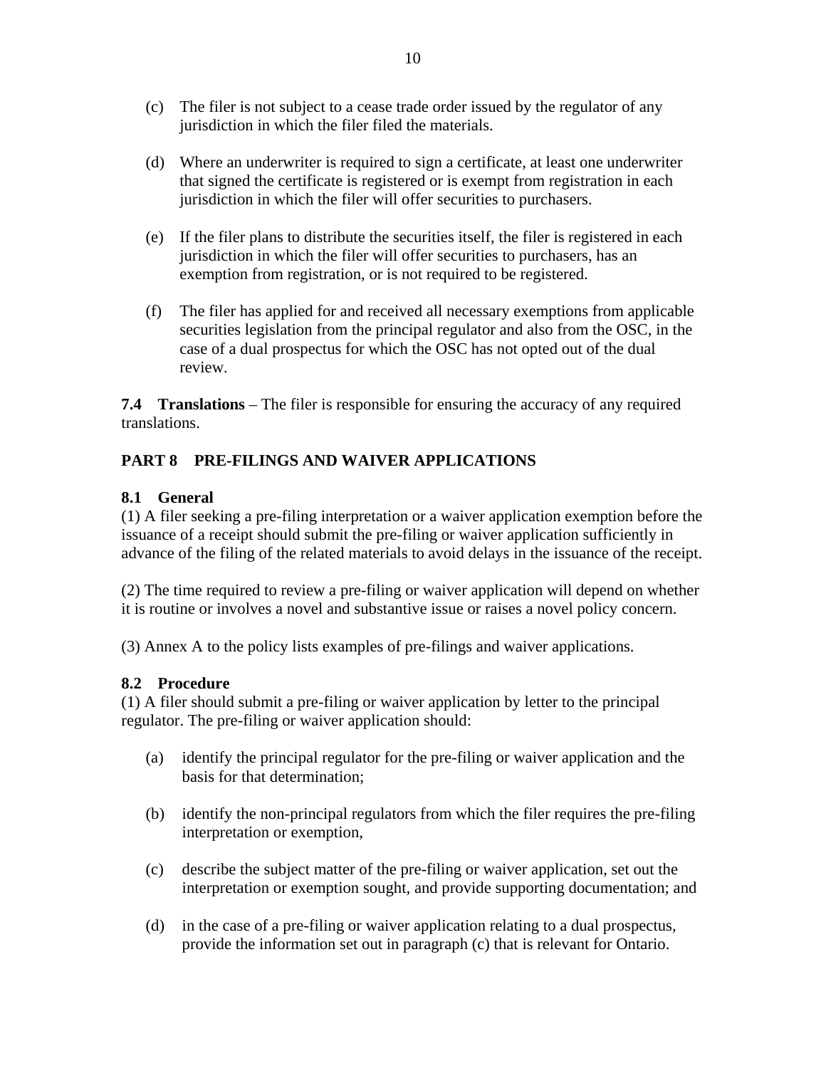(c) The filer is not subject to a cease trade order issued by the regulator of any jurisdiction in which the filer filed the materials.

(d) Where an underwriter is required to sign a certificate, at least one underwriter that signed the certificate is registered or is exempt from registration in each jurisdiction in which the filer will offer securities to purchasers.

(e) If the filer plans to distribute the securities itself, the filer is registered in each jurisdiction in which the filer will offer securities to purchasers, has an exemption from registration, or is not required to be registered.

(f) The filer has applied for and received all necessary exemptions from applicable securities legislation from the principal regulator and also from the OSC, in the case of a dual prospectus for which the OSC has not opted out of the dual review.

**7.4 Translations** – The filer is responsible for ensuring the accuracy of any required translations.

## PART 8 PRE-FILINGS AND WAIVER APPLICATIONS

### 8.1 General

(1) A filer seeking a pre-filing interpretation or a waiver application exemption before the issuance of a receipt should submit the pre-filing or waiver application sufficiently in advance of the filing of the related materials to avoid delays in the issuance of the receipt.

(2) The time required to review a pre-filing or waiver application will depend on whether it is routine or involves a novel and substantive issue or raises a novel policy concern.

(3) Annex A to the policy lists examples of pre-filings and waiver applications.

### 8.2 Procedure

(1) A filer should submit a pre-filing or waiver application by letter to the principal regulator. The pre-filing or waiver application should:

(a) identify the principal regulator for the pre-filing or waiver application and the basis for that determination;

(b) identify the non-principal regulators from which the filer requires the pre-filing interpretation or exemption,

(c) describe the subject matter of the pre-filing or waiver application, set out the interpretation or exemption sought, and provide supporting documentation; and

(d) in the case of a pre-filing or waiver application relating to a dual prospectus, provide the information set out in paragraph (c) that is relevant for Ontario.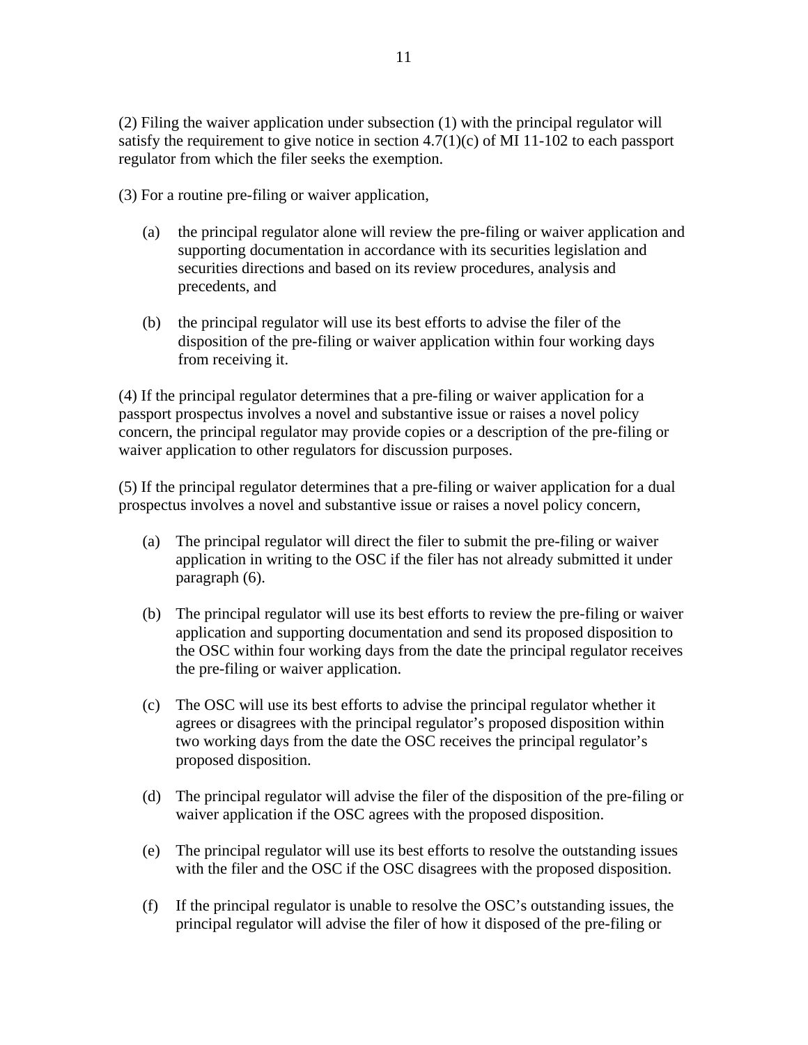(2) Filing the waiver application under subsection (1) with the principal regulator will satisfy the requirement to give notice in section 4.7(1)(c) of MI 11-102 to each passport regulator from which the filer seeks the exemption.

(3) For a routine pre-filing or waiver application,

- (a) the principal regulator alone will review the pre-filing or waiver application and supporting documentation in accordance with its securities legislation and securities directions and based on its review procedures, analysis and precedents, and

- (b) the principal regulator will use its best efforts to advise the filer of the disposition of the pre-filing or waiver application within four working days from receiving it.

(4) If the principal regulator determines that a pre-filing or waiver application for a passport prospectus involves a novel and substantive issue or raises a novel policy concern, the principal regulator may provide copies or a description of the pre-filing or waiver application to other regulators for discussion purposes.

(5) If the principal regulator determines that a pre-filing or waiver application for a dual prospectus involves a novel and substantive issue or raises a novel policy concern,

- (a) The principal regulator will direct the filer to submit the pre-filing or waiver application in writing to the OSC if the filer has not already submitted it under paragraph (6).

- (b) The principal regulator will use its best efforts to review the pre-filing or waiver application and supporting documentation and send its proposed disposition to the OSC within four working days from the date the principal regulator receives the pre-filing or waiver application.

- (c) The OSC will use its best efforts to advise the principal regulator whether it agrees or disagrees with the principal regulator's proposed disposition within two working days from the date the OSC receives the principal regulator's proposed disposition.

- (d) The principal regulator will advise the filer of the disposition of the pre-filing or waiver application if the OSC agrees with the proposed disposition.

- (e) The principal regulator will use its best efforts to resolve the outstanding issues with the filer and the OSC if the OSC disagrees with the proposed disposition.

- (f) If the principal regulator is unable to resolve the OSC's outstanding issues, the principal regulator will advise the filer of how it disposed of the pre-filing or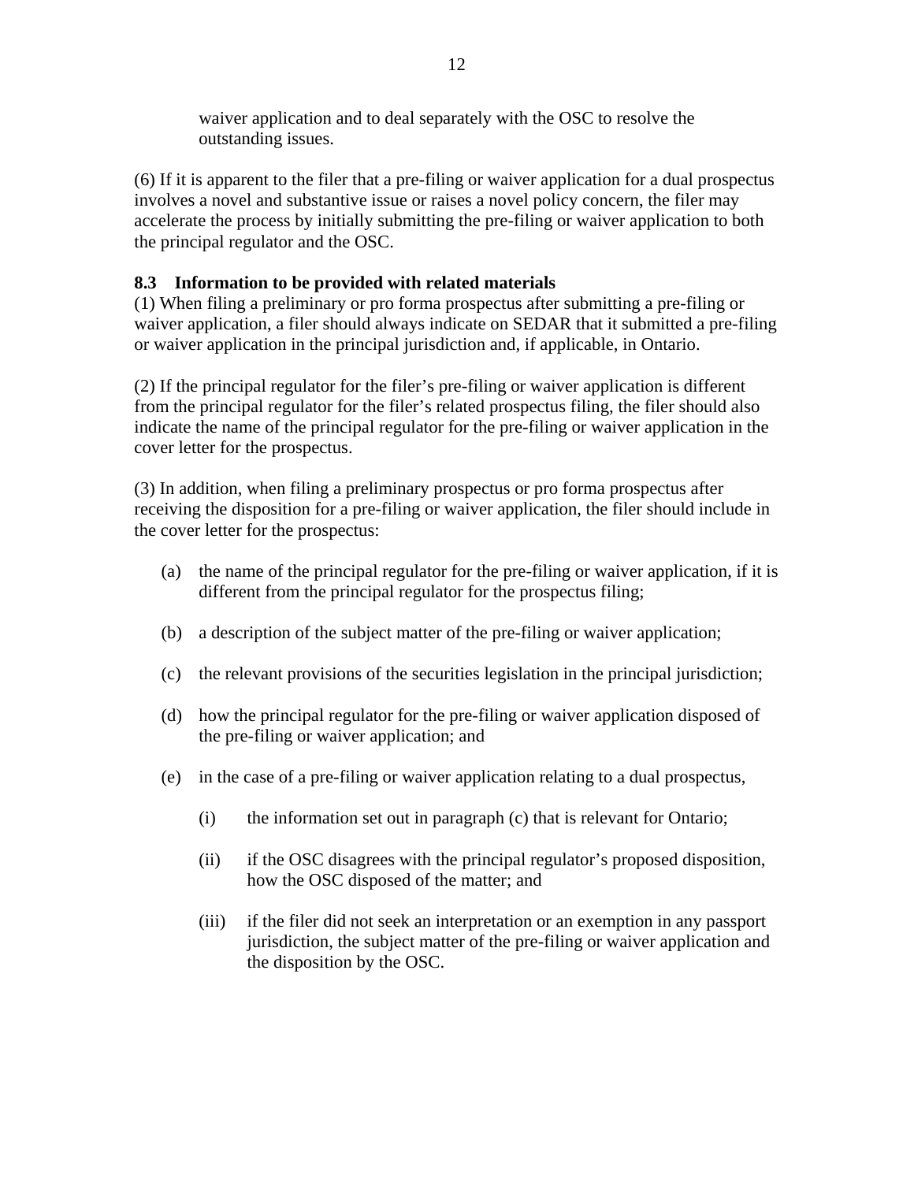waiver application and to deal separately with the OSC to resolve the outstanding issues.

(6) If it is apparent to the filer that a pre-filing or waiver application for a dual prospectus involves a novel and substantive issue or raises a novel policy concern, the filer may accelerate the process by initially submitting the pre-filing or waiver application to both the principal regulator and the OSC.

**8.3 Information to be provided with related materials**

(1) When filing a preliminary or pro forma prospectus after submitting a pre-filing or waiver application, a filer should always indicate on SEDAR that it submitted a pre-filing or waiver application in the principal jurisdiction and, if applicable, in Ontario.

(2) If the principal regulator for the filer's pre-filing or waiver application is different from the principal regulator for the filer's related prospectus filing, the filer should also indicate the name of the principal regulator for the pre-filing or waiver application in the cover letter for the prospectus.

(3) In addition, when filing a preliminary prospectus or pro forma prospectus after receiving the disposition for a pre-filing or waiver application, the filer should include in the cover letter for the prospectus:

(a) the name of the principal regulator for the pre-filing or waiver application, if it is different from the principal regulator for the prospectus filing;

(b) a description of the subject matter of the pre-filing or waiver application;

(c) the relevant provisions of the securities legislation in the principal jurisdiction;

(d) how the principal regulator for the pre-filing or waiver application disposed of the pre-filing or waiver application; and

(e) in the case of a pre-filing or waiver application relating to a dual prospectus,

(i) the information set out in paragraph (c) that is relevant for Ontario;

(ii) if the OSC disagrees with the principal regulator's proposed disposition, how the OSC disposed of the matter; and

(iii) if the filer did not seek an interpretation or an exemption in any passport jurisdiction, the subject matter of the pre-filing or waiver application and the disposition by the OSC.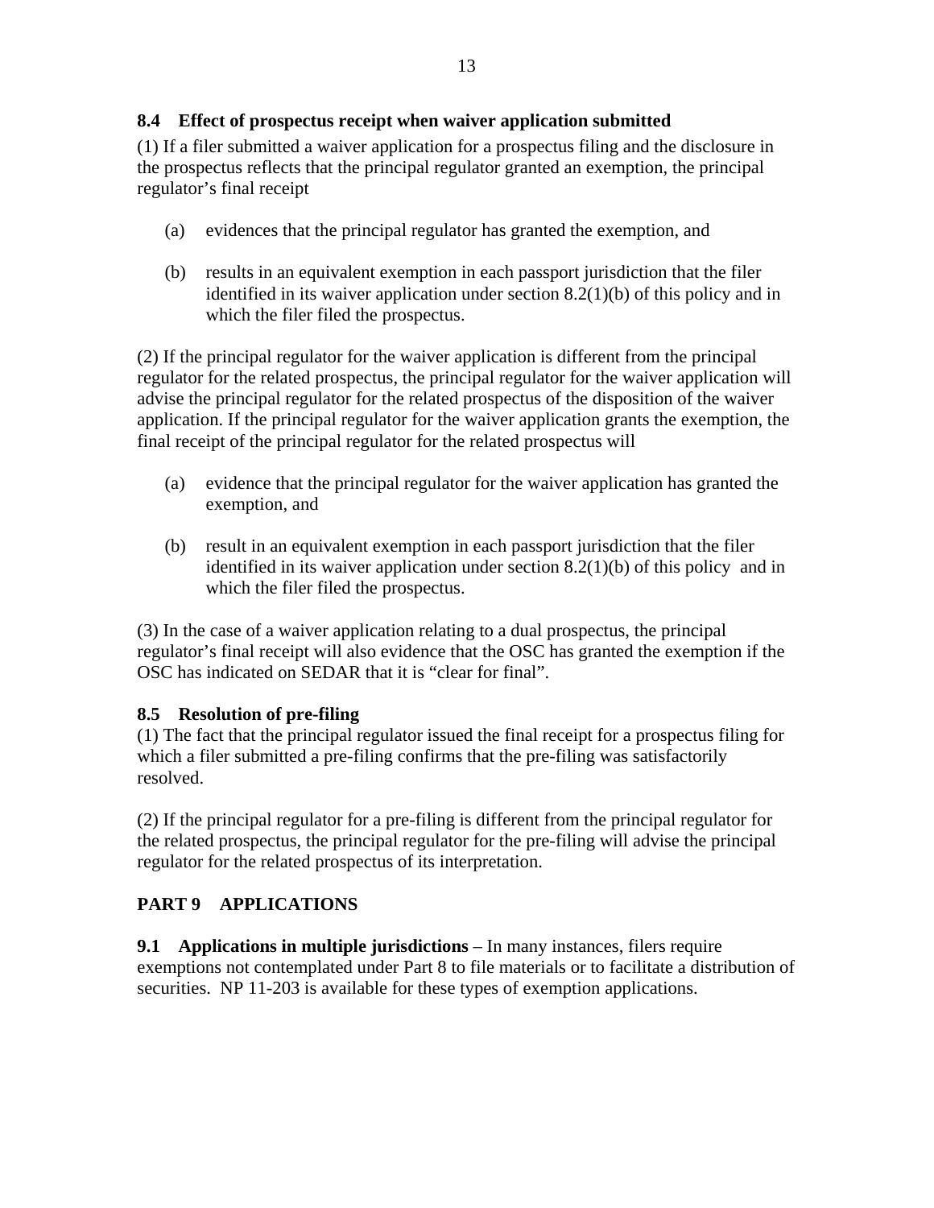### 8.4 Effect of prospectus receipt when waiver application submitted

(1) If a filer submitted a waiver application for a prospectus filing and the disclosure in the prospectus reflects that the principal regulator granted an exemption, the principal regulator's final receipt

(a) evidences that the principal regulator has granted the exemption, and

(b) results in an equivalent exemption in each passport jurisdiction that the filer identified in its waiver application under section 8.2(1)(b) of this policy and in which the filer filed the prospectus.

(2) If the principal regulator for the waiver application is different from the principal regulator for the related prospectus, the principal regulator for the waiver application will advise the principal regulator for the related prospectus of the disposition of the waiver application. If the principal regulator for the waiver application grants the exemption, the final receipt of the principal regulator for the related prospectus will

(a) evidence that the principal regulator for the waiver application has granted the exemption, and

(b) result in an equivalent exemption in each passport jurisdiction that the filer identified in its waiver application under section 8.2(1)(b) of this policy and in which the filer filed the prospectus.

(3) In the case of a waiver application relating to a dual prospectus, the principal regulator's final receipt will also evidence that the OSC has granted the exemption if the OSC has indicated on SEDAR that it is "clear for final".

### 8.5 Resolution of pre-filing

(1) The fact that the principal regulator issued the final receipt for a prospectus filing for which a filer submitted a pre-filing confirms that the pre-filing was satisfactorily resolved.

(2) If the principal regulator for a pre-filing is different from the principal regulator for the related prospectus, the principal regulator for the pre-filing will advise the principal regulator for the related prospectus of its interpretation.

## PART 9 APPLICATIONS

**9.1 Applications in multiple jurisdictions** – In many instances, filers require exemptions not contemplated under Part 8 to file materials or to facilitate a distribution of securities. NP 11-203 is available for these types of exemption applications.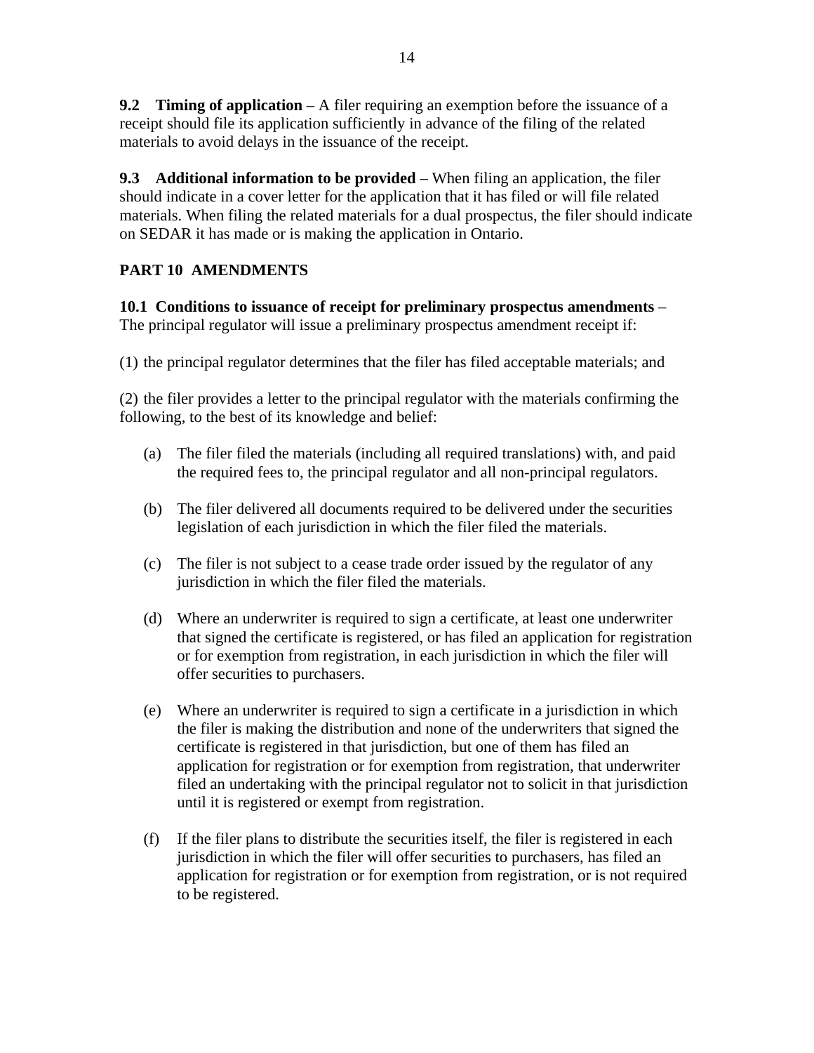**9.2 Timing of application** – A filer requiring an exemption before the issuance of a receipt should file its application sufficiently in advance of the filing of the related materials to avoid delays in the issuance of the receipt.

**9.3 Additional information to be provided** – When filing an application, the filer should indicate in a cover letter for the application that it has filed or will file related materials. When filing the related materials for a dual prospectus, the filer should indicate on SEDAR it has made or is making the application in Ontario.

## PART 10 AMENDMENTS

**10.1 Conditions to issuance of receipt for preliminary prospectus amendments** – The principal regulator will issue a preliminary prospectus amendment receipt if:

(1) the principal regulator determines that the filer has filed acceptable materials; and

(2) the filer provides a letter to the principal regulator with the materials confirming the following, to the best of its knowledge and belief:

(a) The filer filed the materials (including all required translations) with, and paid the required fees to, the principal regulator and all non-principal regulators.

(b) The filer delivered all documents required to be delivered under the securities legislation of each jurisdiction in which the filer filed the materials.

(c) The filer is not subject to a cease trade order issued by the regulator of any jurisdiction in which the filer filed the materials.

(d) Where an underwriter is required to sign a certificate, at least one underwriter that signed the certificate is registered, or has filed an application for registration or for exemption from registration, in each jurisdiction in which the filer will offer securities to purchasers.

(e) Where an underwriter is required to sign a certificate in a jurisdiction in which the filer is making the distribution and none of the underwriters that signed the certificate is registered in that jurisdiction, but one of them has filed an application for registration or for exemption from registration, that underwriter filed an undertaking with the principal regulator not to solicit in that jurisdiction until it is registered or exempt from registration.

(f) If the filer plans to distribute the securities itself, the filer is registered in each jurisdiction in which the filer will offer securities to purchasers, has filed an application for registration or for exemption from registration, or is not required to be registered.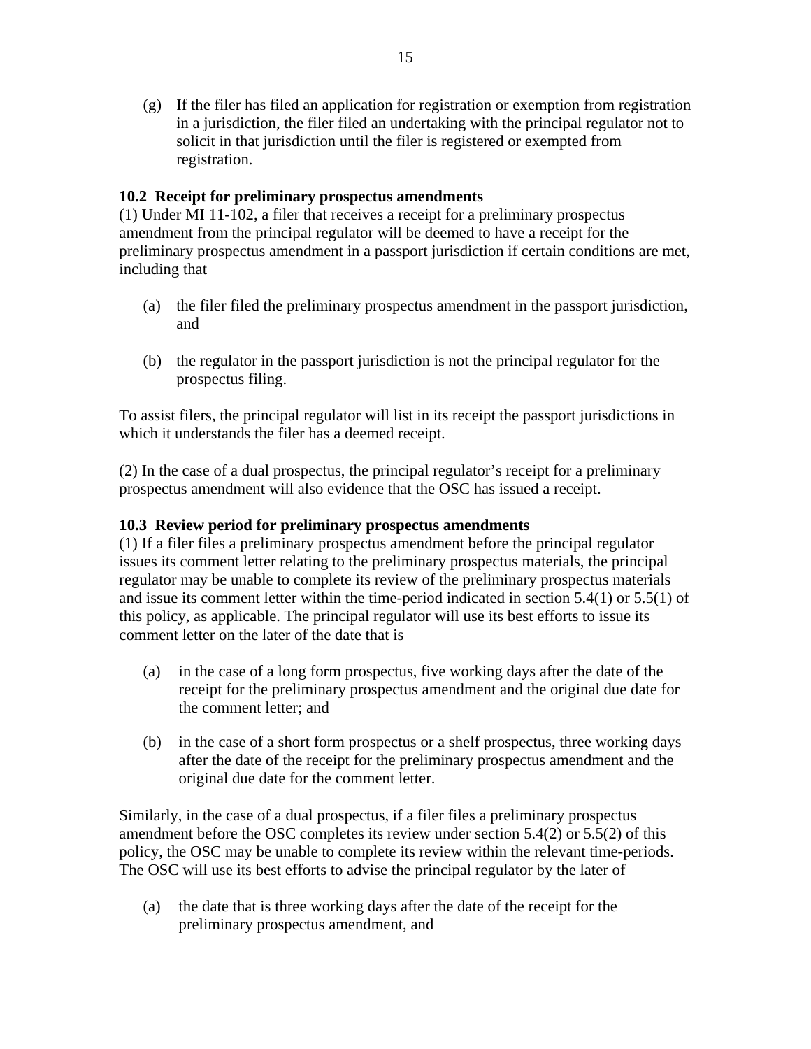(g) If the filer has filed an application for registration or exemption from registration in a jurisdiction, the filer filed an undertaking with the principal regulator not to solicit in that jurisdiction until the filer is registered or exempted from registration.

**10.2 Receipt for preliminary prospectus amendments**

(1) Under MI 11-102, a filer that receives a receipt for a preliminary prospectus amendment from the principal regulator will be deemed to have a receipt for the preliminary prospectus amendment in a passport jurisdiction if certain conditions are met, including that

(a) the filer filed the preliminary prospectus amendment in the passport jurisdiction, and

(b) the regulator in the passport jurisdiction is not the principal regulator for the prospectus filing.

To assist filers, the principal regulator will list in its receipt the passport jurisdictions in which it understands the filer has a deemed receipt.

(2) In the case of a dual prospectus, the principal regulator's receipt for a preliminary prospectus amendment will also evidence that the OSC has issued a receipt.

**10.3 Review period for preliminary prospectus amendments**

(1) If a filer files a preliminary prospectus amendment before the principal regulator issues its comment letter relating to the preliminary prospectus materials, the principal regulator may be unable to complete its review of the preliminary prospectus materials and issue its comment letter within the time-period indicated in section 5.4(1) or 5.5(1) of this policy, as applicable. The principal regulator will use its best efforts to issue its comment letter on the later of the date that is

(a) in the case of a long form prospectus, five working days after the date of the receipt for the preliminary prospectus amendment and the original due date for the comment letter; and

(b) in the case of a short form prospectus or a shelf prospectus, three working days after the date of the receipt for the preliminary prospectus amendment and the original due date for the comment letter.

Similarly, in the case of a dual prospectus, if a filer files a preliminary prospectus amendment before the OSC completes its review under section 5.4(2) or 5.5(2) of this policy, the OSC may be unable to complete its review within the relevant time-periods. The OSC will use its best efforts to advise the principal regulator by the later of

(a) the date that is three working days after the date of the receipt for the preliminary prospectus amendment, and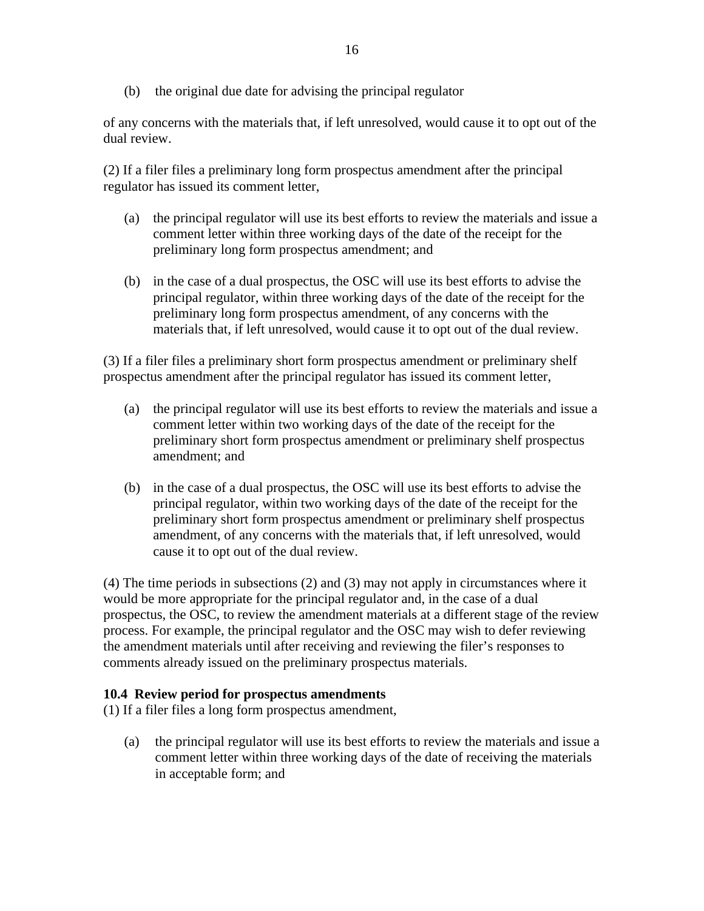(b) the original due date for advising the principal regulator

of any concerns with the materials that, if left unresolved, would cause it to opt out of the dual review.

(2) If a filer files a preliminary long form prospectus amendment after the principal regulator has issued its comment letter,

(a) the principal regulator will use its best efforts to review the materials and issue a comment letter within three working days of the date of the receipt for the preliminary long form prospectus amendment; and

(b) in the case of a dual prospectus, the OSC will use its best efforts to advise the principal regulator, within three working days of the date of the receipt for the preliminary long form prospectus amendment, of any concerns with the materials that, if left unresolved, would cause it to opt out of the dual review.

(3) If a filer files a preliminary short form prospectus amendment or preliminary shelf prospectus amendment after the principal regulator has issued its comment letter,

(a) the principal regulator will use its best efforts to review the materials and issue a comment letter within two working days of the date of the receipt for the preliminary short form prospectus amendment or preliminary shelf prospectus amendment; and

(b) in the case of a dual prospectus, the OSC will use its best efforts to advise the principal regulator, within two working days of the date of the receipt for the preliminary short form prospectus amendment or preliminary shelf prospectus amendment, of any concerns with the materials that, if left unresolved, would cause it to opt out of the dual review.

(4) The time periods in subsections (2) and (3) may not apply in circumstances where it would be more appropriate for the principal regulator and, in the case of a dual prospectus, the OSC, to review the amendment materials at a different stage of the review process. For example, the principal regulator and the OSC may wish to defer reviewing the amendment materials until after receiving and reviewing the filer's responses to comments already issued on the preliminary prospectus materials.

**10.4 Review period for prospectus amendments**

(1) If a filer files a long form prospectus amendment,

(a) the principal regulator will use its best efforts to review the materials and issue a comment letter within three working days of the date of receiving the materials in acceptable form; and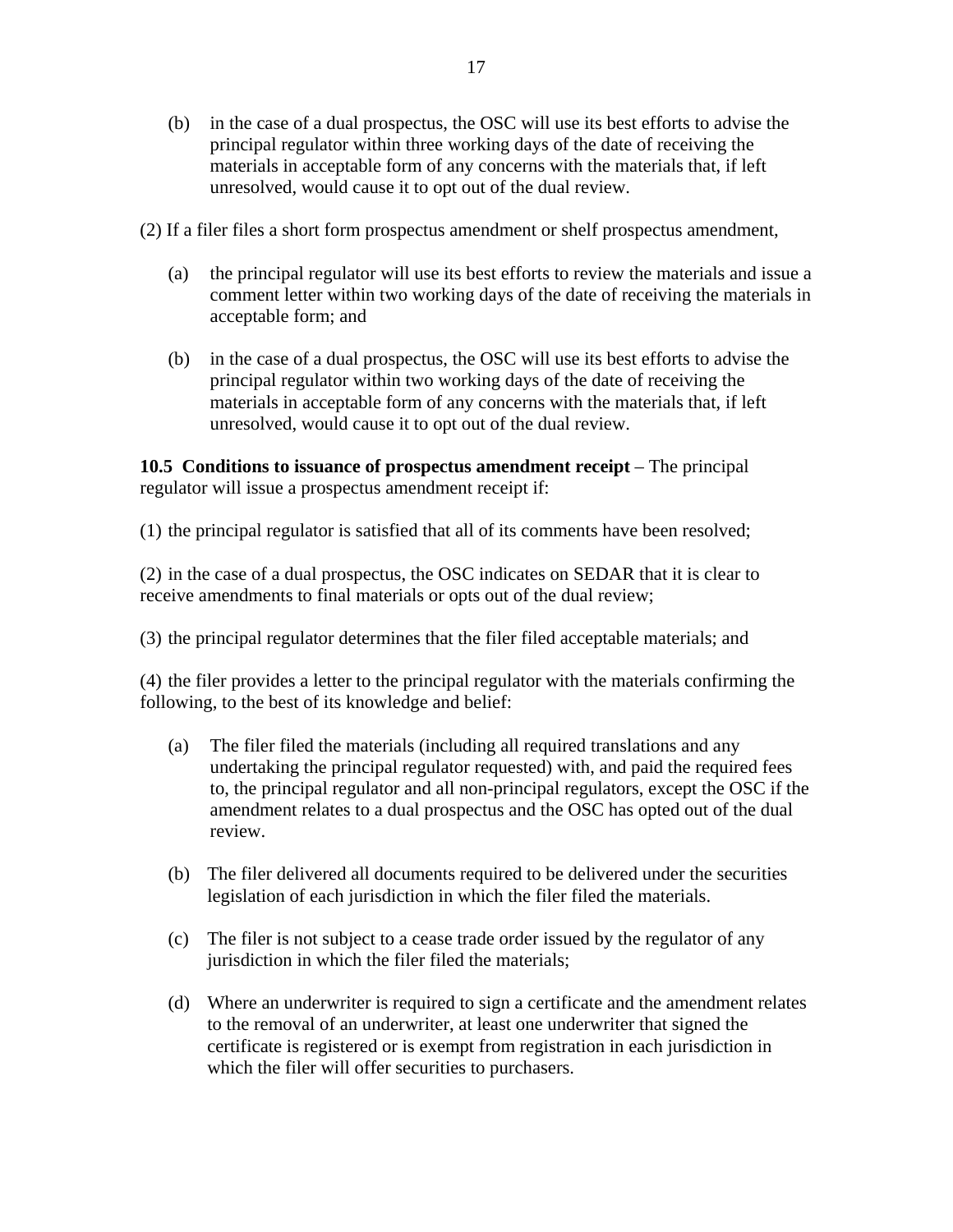(b) in the case of a dual prospectus, the OSC will use its best efforts to advise the principal regulator within three working days of the date of receiving the materials in acceptable form of any concerns with the materials that, if left unresolved, would cause it to opt out of the dual review.

(2) If a filer files a short form prospectus amendment or shelf prospectus amendment,

(a) the principal regulator will use its best efforts to review the materials and issue a comment letter within two working days of the date of receiving the materials in acceptable form; and

(b) in the case of a dual prospectus, the OSC will use its best efforts to advise the principal regulator within two working days of the date of receiving the materials in acceptable form of any concerns with the materials that, if left unresolved, would cause it to opt out of the dual review.

**10.5 Conditions to issuance of prospectus amendment receipt** – The principal regulator will issue a prospectus amendment receipt if:

(1) the principal regulator is satisfied that all of its comments have been resolved;

(2) in the case of a dual prospectus, the OSC indicates on SEDAR that it is clear to receive amendments to final materials or opts out of the dual review;

(3) the principal regulator determines that the filer filed acceptable materials; and

(4) the filer provides a letter to the principal regulator with the materials confirming the following, to the best of its knowledge and belief:

(a) The filer filed the materials (including all required translations and any undertaking the principal regulator requested) with, and paid the required fees to, the principal regulator and all non-principal regulators, except the OSC if the amendment relates to a dual prospectus and the OSC has opted out of the dual review.

(b) The filer delivered all documents required to be delivered under the securities legislation of each jurisdiction in which the filer filed the materials.

(c) The filer is not subject to a cease trade order issued by the regulator of any jurisdiction in which the filer filed the materials;

(d) Where an underwriter is required to sign a certificate and the amendment relates to the removal of an underwriter, at least one underwriter that signed the certificate is registered or is exempt from registration in each jurisdiction in which the filer will offer securities to purchasers.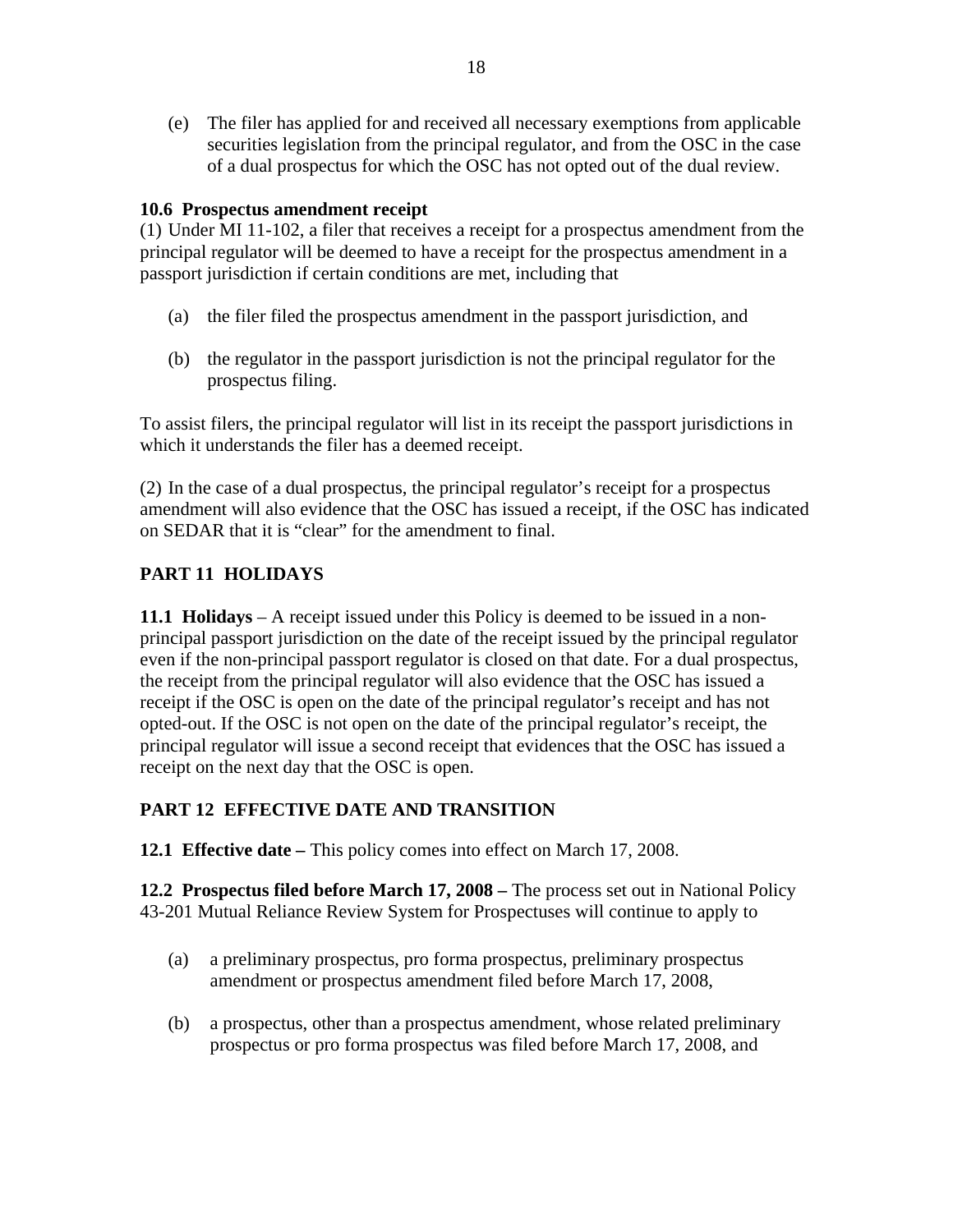(e) The filer has applied for and received all necessary exemptions from applicable securities legislation from the principal regulator, and from the OSC in the case of a dual prospectus for which the OSC has not opted out of the dual review.

**10.6 Prospectus amendment receipt**

(1) Under MI 11-102, a filer that receives a receipt for a prospectus amendment from the principal regulator will be deemed to have a receipt for the prospectus amendment in a passport jurisdiction if certain conditions are met, including that

(a) the filer filed the prospectus amendment in the passport jurisdiction, and

(b) the regulator in the passport jurisdiction is not the principal regulator for the prospectus filing.

To assist filers, the principal regulator will list in its receipt the passport jurisdictions in which it understands the filer has a deemed receipt.

(2) In the case of a dual prospectus, the principal regulator's receipt for a prospectus amendment will also evidence that the OSC has issued a receipt, if the OSC has indicated on SEDAR that it is "clear" for the amendment to final.

## PART 11 HOLIDAYS

**11.1 Holidays** – A receipt issued under this Policy is deemed to be issued in a non-principal passport jurisdiction on the date of the receipt issued by the principal regulator even if the non-principal passport regulator is closed on that date. For a dual prospectus, the receipt from the principal regulator will also evidence that the OSC has issued a receipt if the OSC is open on the date of the principal regulator's receipt and has not opted-out. If the OSC is not open on the date of the principal regulator's receipt, the principal regulator will issue a second receipt that evidences that the OSC has issued a receipt on the next day that the OSC is open.

## PART 12 EFFECTIVE DATE AND TRANSITION

**12.1 Effective date –** This policy comes into effect on March 17, 2008.

**12.2 Prospectus filed before March 17, 2008 –** The process set out in National Policy 43-201 Mutual Reliance Review System for Prospectuses will continue to apply to

(a) a preliminary prospectus, pro forma prospectus, preliminary prospectus amendment or prospectus amendment filed before March 17, 2008,

(b) a prospectus, other than a prospectus amendment, whose related preliminary prospectus or pro forma prospectus was filed before March 17, 2008, and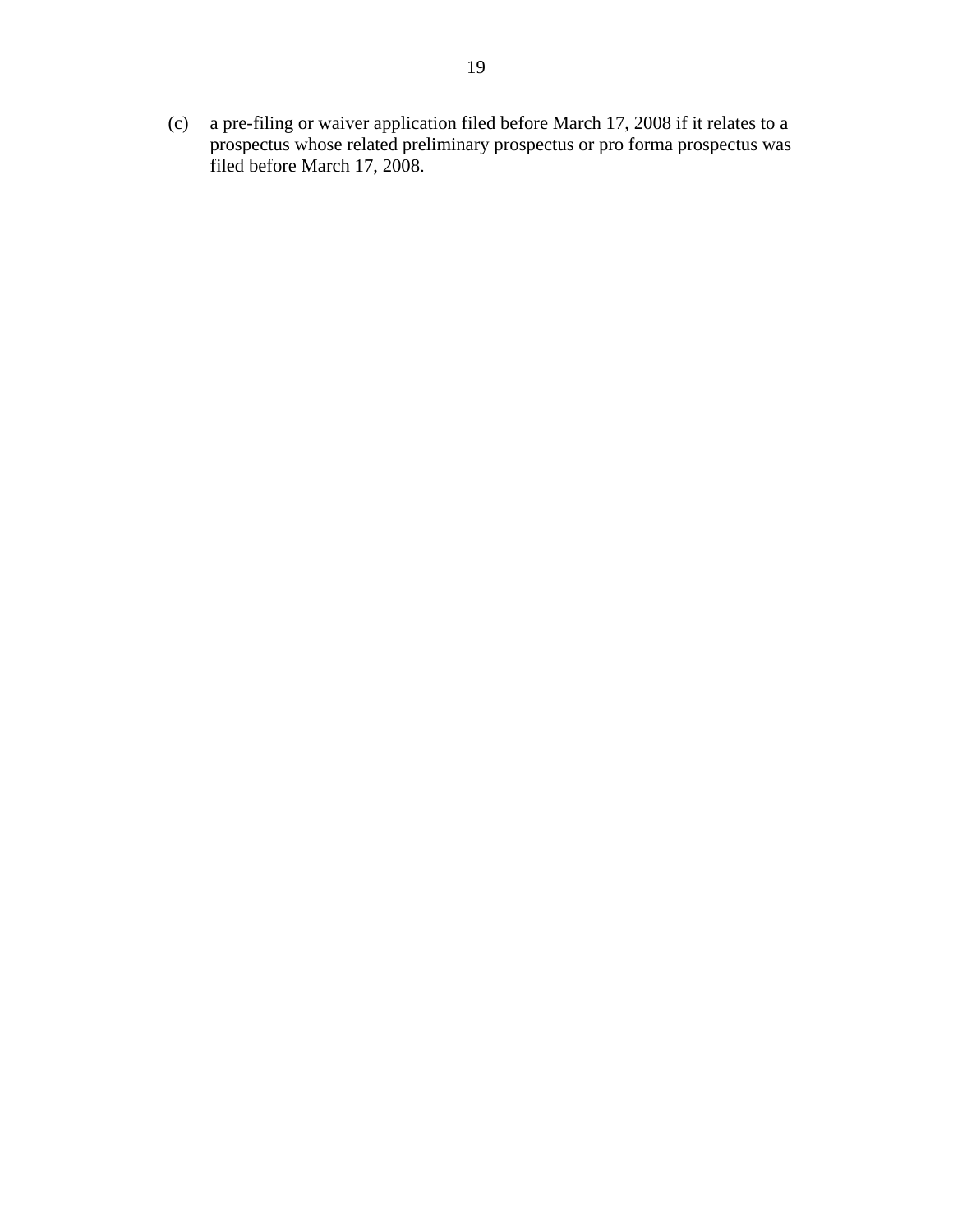(c) a pre-filing or waiver application filed before March 17, 2008 if it relates to a prospectus whose related preliminary prospectus or pro forma prospectus was filed before March 17, 2008.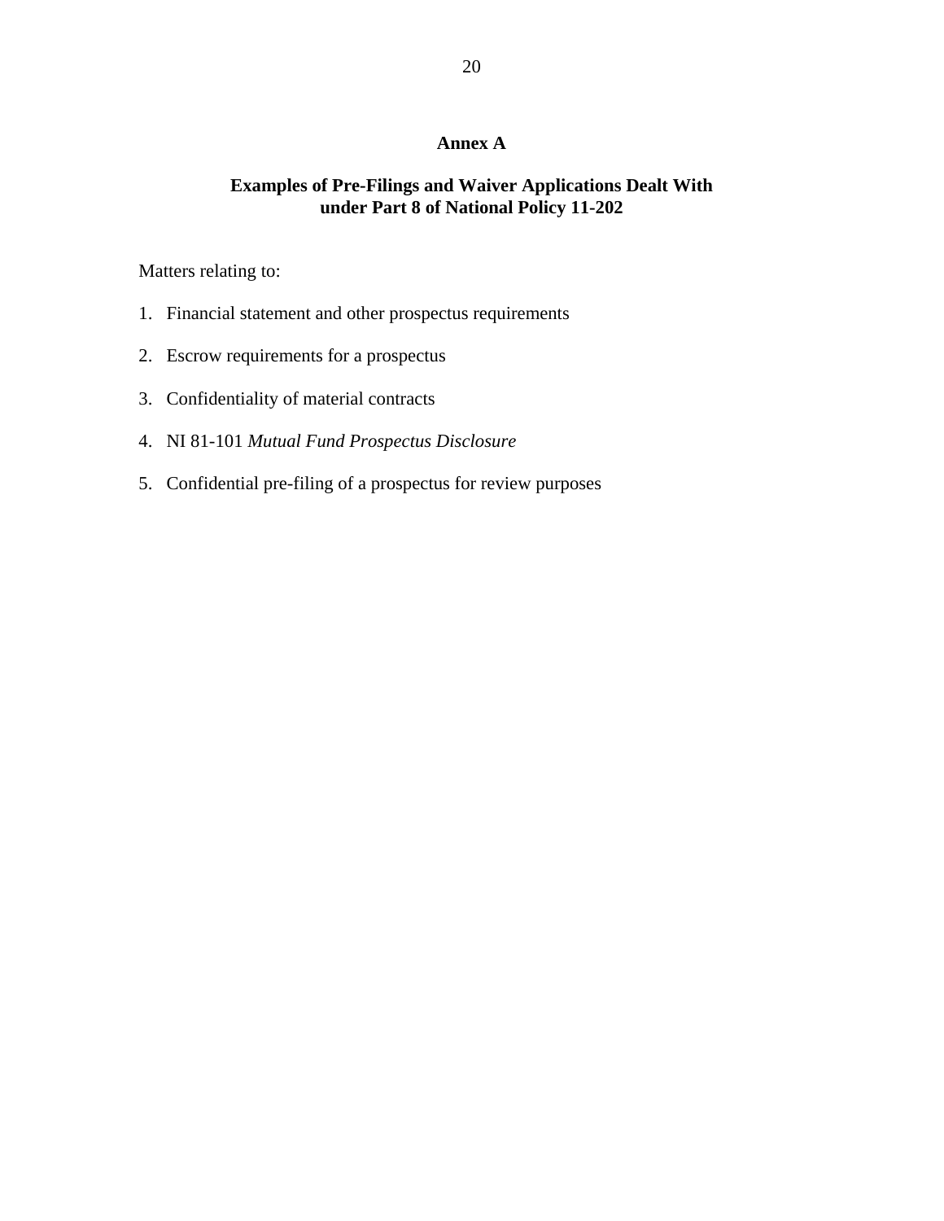# Annex A

## Examples of Pre-Filings and Waiver Applications Dealt With under Part 8 of National Policy 11-202

Matters relating to:

1. Financial statement and other prospectus requirements
2. Escrow requirements for a prospectus
3. Confidentiality of material contracts
4. NI 81-101 *Mutual Fund Prospectus Disclosure*
5. Confidential pre-filing of a prospectus for review purposes